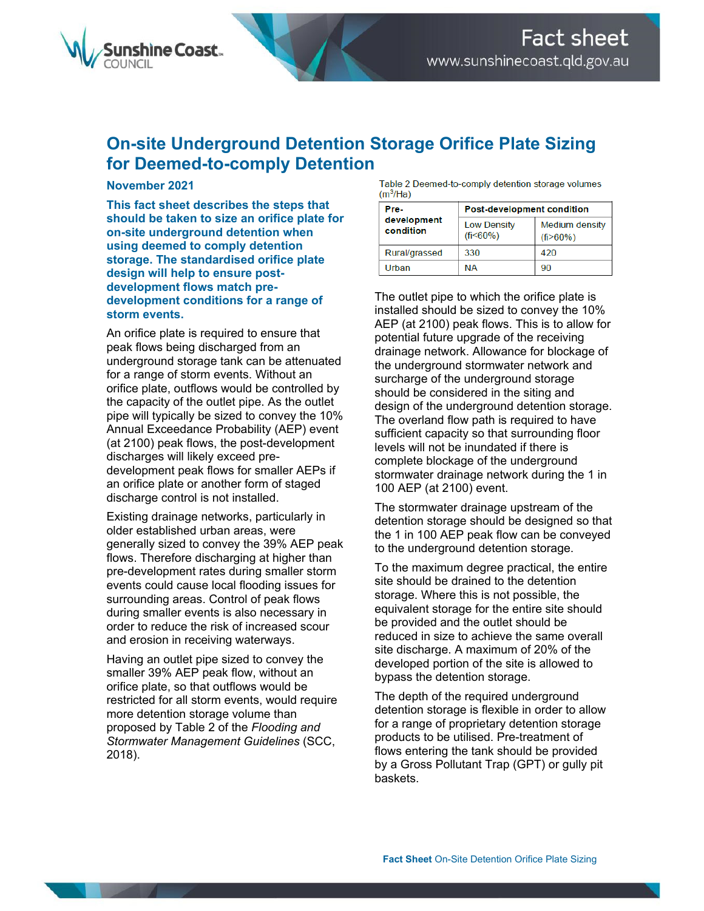# On-site Underground Detention Storage Orifice Plate Sizing for Deemed-to-comply Detention

**November 2021**

**This fact sheet describes the steps that should be taken to size an orifice plate for on-site underground detention when using deemed to comply detention storage. The standardised orifice plate design will help to ensure post-development flows match pre-development conditions for a range of storm events.**

An orifice plate is required to ensure that peak flows being discharged from an underground storage tank can be attenuated for a range of storm events. Without an orifice plate, outflows would be controlled by the capacity of the outlet pipe. As the outlet pipe will typically be sized to convey the 10% Annual Exceedance Probability (AEP) event (at 2100) peak flows, the post-development discharges will likely exceed pre-development peak flows for smaller AEPs if an orifice plate or another form of staged discharge control is not installed.

Existing drainage networks, particularly in older established urban areas, were generally sized to convey the 39% AEP peak flows. Therefore discharging at higher than pre-development rates during smaller storm events could cause local flooding issues for surrounding areas. Control of peak flows during smaller events is also necessary in order to reduce the risk of increased scour and erosion in receiving waterways.

Having an outlet pipe sized to convey the smaller 39% AEP peak flow, without an orifice plate, so that outflows would be restricted for all storm events, would require more detention storage volume than proposed by Table 2 of the *Flooding and Stormwater Management Guidelines* (SCC, 2018).

Table 2 Deemed-to-comply detention storage volumes ($m^3$/Ha)

| Pre-development condition | Post-development condition | |
|---|---|---|
| | Low Density (fi<60%) | Medium density (fi>60%) |
| Rural/grassed | 330 | 420 |
| Urban | NA | 90 |

The outlet pipe to which the orifice plate is installed should be sized to convey the 10% AEP (at 2100) peak flows. This is to allow for potential future upgrade of the receiving drainage network. Allowance for blockage of the underground stormwater network and surcharge of the underground storage should be considered in the siting and design of the underground detention storage. The overland flow path is required to have sufficient capacity so that surrounding floor levels will not be inundated if there is complete blockage of the underground stormwater drainage network during the 1 in 100 AEP (at 2100) event.

The stormwater drainage upstream of the detention storage should be designed so that the 1 in 100 AEP peak flow can be conveyed to the underground detention storage.

To the maximum degree practical, the entire site should be drained to the detention storage. Where this is not possible, the equivalent storage for the entire site should be provided and the outlet should be reduced in size to achieve the same overall site discharge. A maximum of 20% of the developed portion of the site is allowed to bypass the detention storage.

The depth of the required underground detention storage is flexible in order to allow for a range of proprietary detention storage products to be utilised. Pre-treatment of flows entering the tank should be provided by a Gross Pollutant Trap (GPT) or gully pit baskets.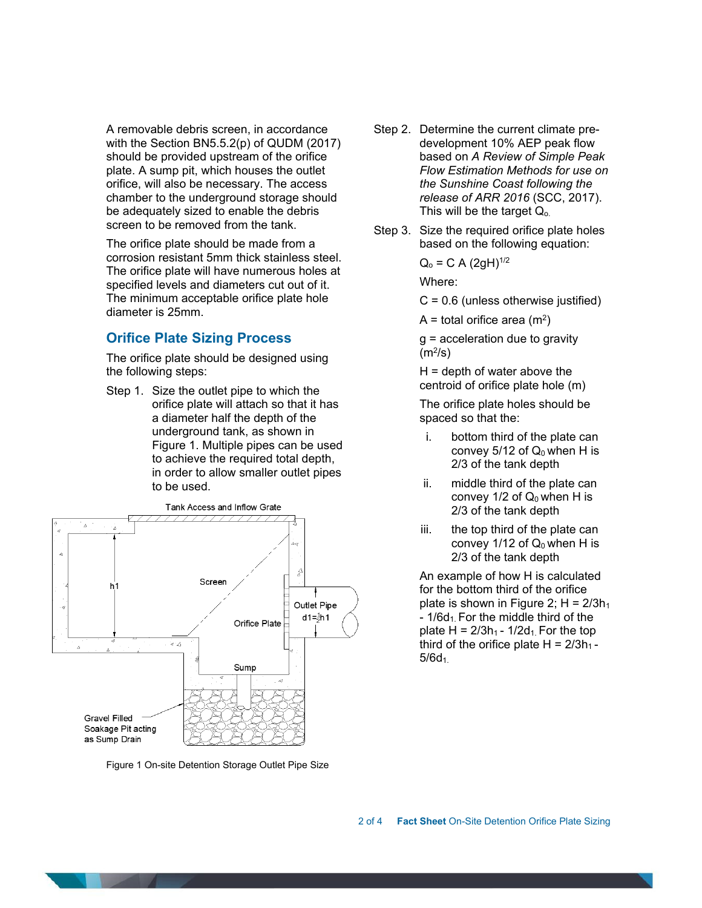A removable debris screen, in accordance with the Section BN5.5.2(p) of QUDM (2017) should be provided upstream of the orifice plate. A sump pit, which houses the outlet orifice, will also be necessary. The access chamber to the underground storage should be adequately sized to enable the debris screen to be removed from the tank.

The orifice plate should be made from a corrosion resistant 5mm thick stainless steel. The orifice plate will have numerous holes at specified levels and diameters cut out of it. The minimum acceptable orifice plate hole diameter is 25mm.

## Orifice Plate Sizing Process

The orifice plate should be designed using the following steps:

Step 1. Size the outlet pipe to which the orifice plate will attach so that it has a diameter half the depth of the underground tank, as shown in Figure 1. Multiple pipes can be used to achieve the required total depth, in order to allow smaller outlet pipes to be used.

Figure 1 On-site Detention Storage Outlet Pipe Size

Step 2. Determine the current climate pre-development 10% AEP peak flow based on *A Review of Simple Peak Flow Estimation Methods for use on the Sunshine Coast following the release of ARR 2016* (SCC, 2017). This will be the target $Q_o$.

Step 3. Size the required orifice plate holes based on the following equation:

$$Q_o = C\,A\,(2gH)^{1/2}$$

Where:

C = 0.6 (unless otherwise justified)

A = total orifice area ($m^2$)

g = acceleration due to gravity ($m^2/s$)

H = depth of water above the centroid of orifice plate hole (m)

The orifice plate holes should be spaced so that the:

i. bottom third of the plate can convey 5/12 of $Q_0$ when H is 2/3 of the tank depth

ii. middle third of the plate can convey 1/2 of $Q_0$ when H is 2/3 of the tank depth

iii. the top third of the plate can convey 1/12 of $Q_0$ when H is 2/3 of the tank depth

An example of how H is calculated for the bottom third of the orifice plate is shown in Figure 2; $H = 2/3h_1 - 1/6d_1$. For the middle third of the plate $H = 2/3h_1 - 1/2d_1$. For the top third of the orifice plate $H = 2/3h_1 - 5/6d_1$.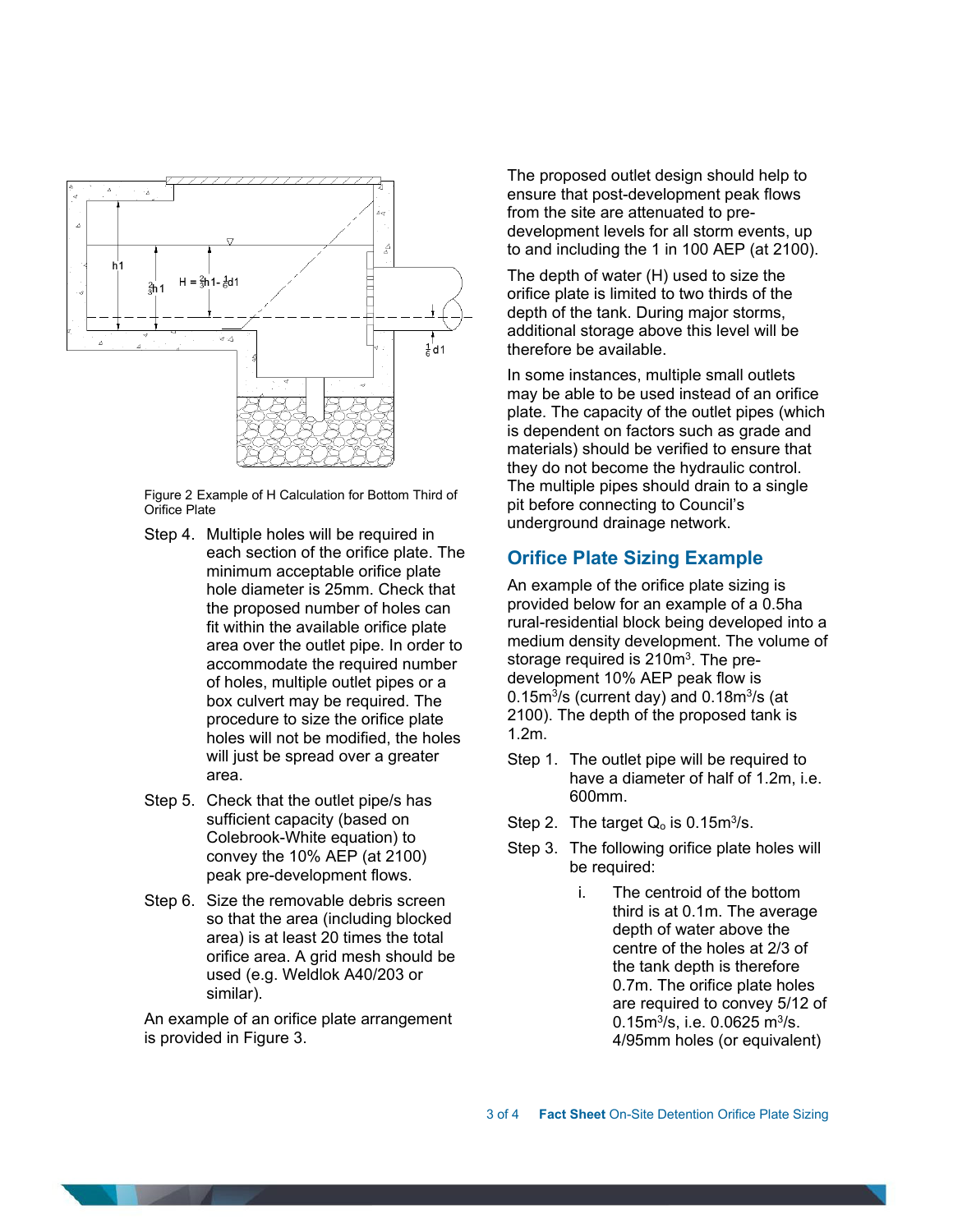Figure 2 Example of H Calculation for Bottom Third of Orifice Plate

Step 4. Multiple holes will be required in each section of the orifice plate. The minimum acceptable orifice plate hole diameter is 25mm. Check that the proposed number of holes can fit within the available orifice plate area over the outlet pipe. In order to accommodate the required number of holes, multiple outlet pipes or a box culvert may be required. The procedure to size the orifice plate holes will not be modified, the holes will just be spread over a greater area.

Step 5. Check that the outlet pipe/s has sufficient capacity (based on Colebrook-White equation) to convey the 10% AEP (at 2100) peak pre-development flows.

Step 6. Size the removable debris screen so that the area (including blocked area) is at least 20 times the total orifice area. A grid mesh should be used (e.g. Weldlok A40/203 or similar).

An example of an orifice plate arrangement is provided in Figure 3.

The proposed outlet design should help to ensure that post-development peak flows from the site are attenuated to pre-development levels for all storm events, up to and including the 1 in 100 AEP (at 2100).

The depth of water (H) used to size the orifice plate is limited to two thirds of the depth of the tank. During major storms, additional storage above this level will be therefore be available.

In some instances, multiple small outlets may be able to be used instead of an orifice plate. The capacity of the outlet pipes (which is dependent on factors such as grade and materials) should be verified to ensure that they do not become the hydraulic control. The multiple pipes should drain to a single pit before connecting to Council's underground drainage network.

## Orifice Plate Sizing Example

An example of the orifice plate sizing is provided below for an example of a 0.5ha rural-residential block being developed into a medium density development. The volume of storage required is 210m$^3$. The pre-development 10% AEP peak flow is 0.15m$^3$/s (current day) and 0.18m$^3$/s (at 2100). The depth of the proposed tank is 1.2m.

Step 1. The outlet pipe will be required to have a diameter of half of 1.2m, i.e. 600mm.

Step 2. The target $Q_o$ is 0.15m$^3$/s.

Step 3. The following orifice plate holes will be required:

i. The centroid of the bottom third is at 0.1m. The average depth of water above the centre of the holes at 2/3 of the tank depth is therefore 0.7m. The orifice plate holes are required to convey 5/12 of 0.15m$^3$/s, i.e. 0.0625 m$^3$/s. 4/95mm holes (or equivalent)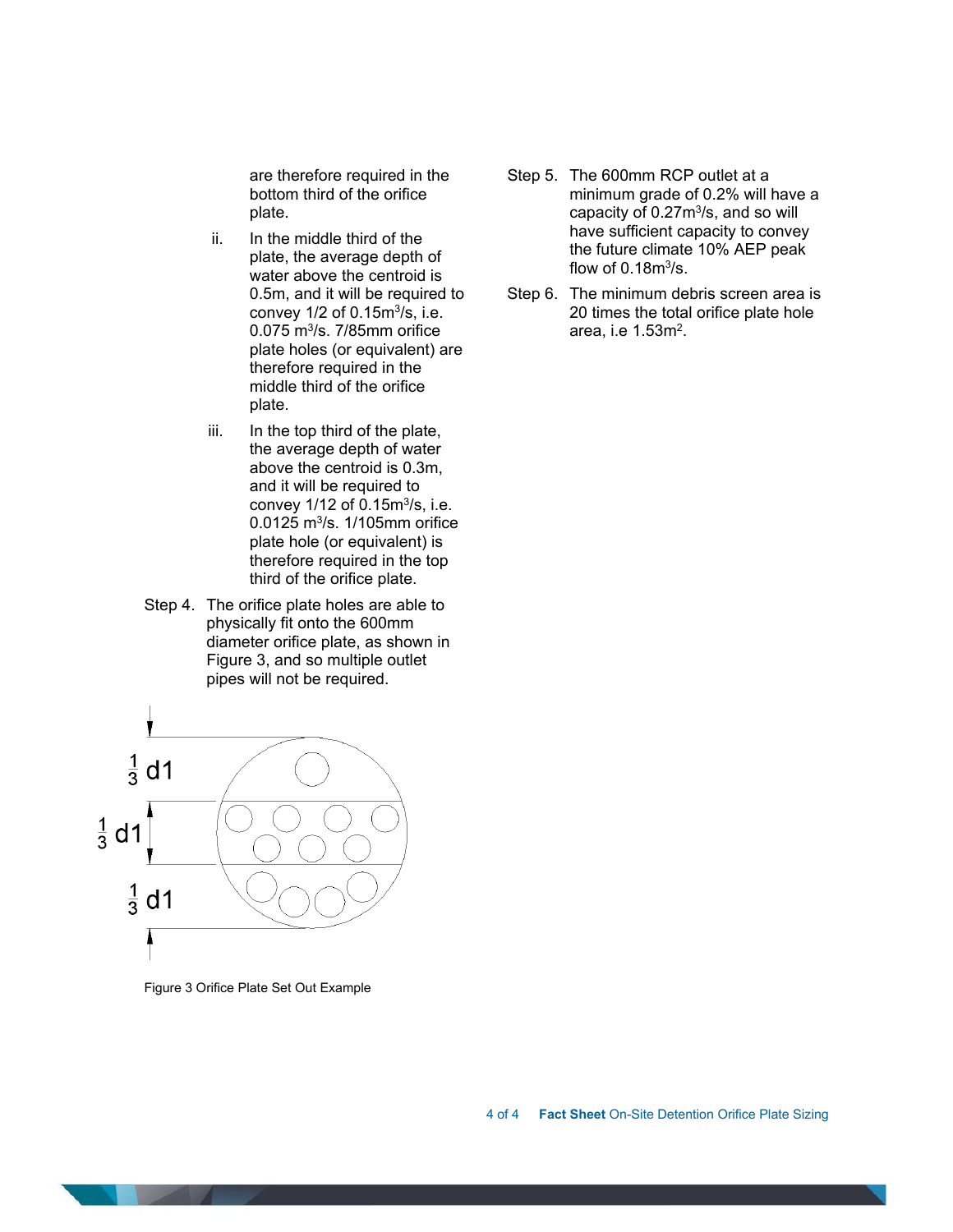are therefore required in the bottom third of the orifice plate.

ii. In the middle third of the plate, the average depth of water above the centroid is 0.5m, and it will be required to convey 1/2 of 0.15m$^3$/s, i.e. 0.075 m$^3$/s. 7/85mm orifice plate holes (or equivalent) are therefore required in the middle third of the orifice plate.

iii. In the top third of the plate, the average depth of water above the centroid is 0.3m, and it will be required to convey 1/12 of 0.15m$^3$/s, i.e. 0.0125 m$^3$/s. 1/105mm orifice plate hole (or equivalent) is therefore required in the top third of the orifice plate.

Step 4. The orifice plate holes are able to physically fit onto the 600mm diameter orifice plate, as shown in Figure 3, and so multiple outlet pipes will not be required.

$\frac{1}{3}$ d1

$\frac{1}{3}$ d1

$\frac{1}{3}$ d1

Figure 3 Orifice Plate Set Out Example

Step 5. The 600mm RCP outlet at a minimum grade of 0.2% will have a capacity of 0.27m$^3$/s, and so will have sufficient capacity to convey the future climate 10% AEP peak flow of 0.18m$^3$/s.

Step 6. The minimum debris screen area is 20 times the total orifice plate hole area, i.e 1.53m$^2$.